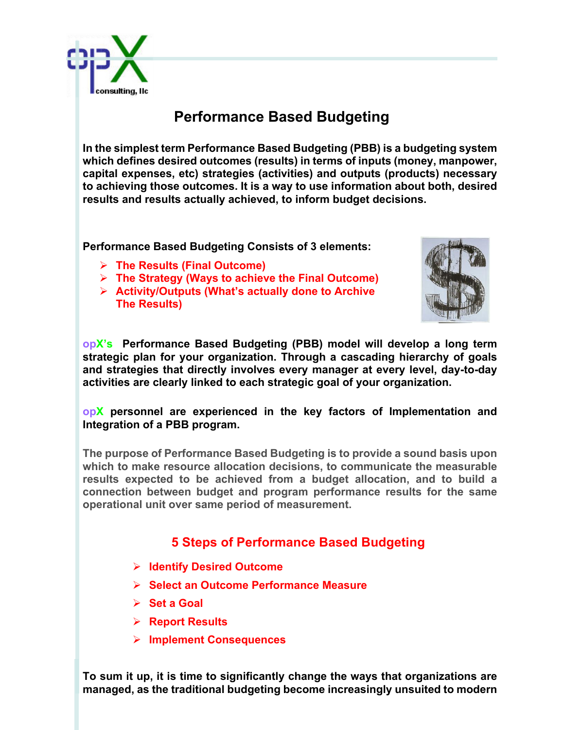# Performance Based Budgeting

**In the simplest term Performance Based Budgeting (PBB) is a budgeting system which defines desired outcomes (results) in terms of inputs (money, manpower, capital expenses, etc) strategies (activities) and outputs (products) necessary to achieving those outcomes. It is a way to use information about both, desired results and results actually achieved, to inform budget decisions.**

**Performance Based Budgeting Consists of 3 elements:**

- **The Results (Final Outcome)**
- **The Strategy (Ways to achieve the Final Outcome)**
- **Activity/Outputs (What's actually done to Archive The Results)**

**opX's Performance Based Budgeting (PBB) model will develop a long term strategic plan for your organization. Through a cascading hierarchy of goals and strategies that directly involves every manager at every level, day-to-day activities are clearly linked to each strategic goal of your organization.**

**opX personnel are experienced in the key factors of Implementation and Integration of a PBB program.**

**The purpose of Performance Based Budgeting is to provide a sound basis upon which to make resource allocation decisions, to communicate the measurable results expected to be achieved from a budget allocation, and to build a connection between budget and program performance results for the same operational unit over same period of measurement.**

## 5 Steps of Performance Based Budgeting

- **Identify Desired Outcome**
- **Select an Outcome Performance Measure**
- **Set a Goal**
- **Report Results**
- **Implement Consequences**

**To sum it up, it is time to significantly change the ways that organizations are managed, as the traditional budgeting become increasingly unsuited to modern**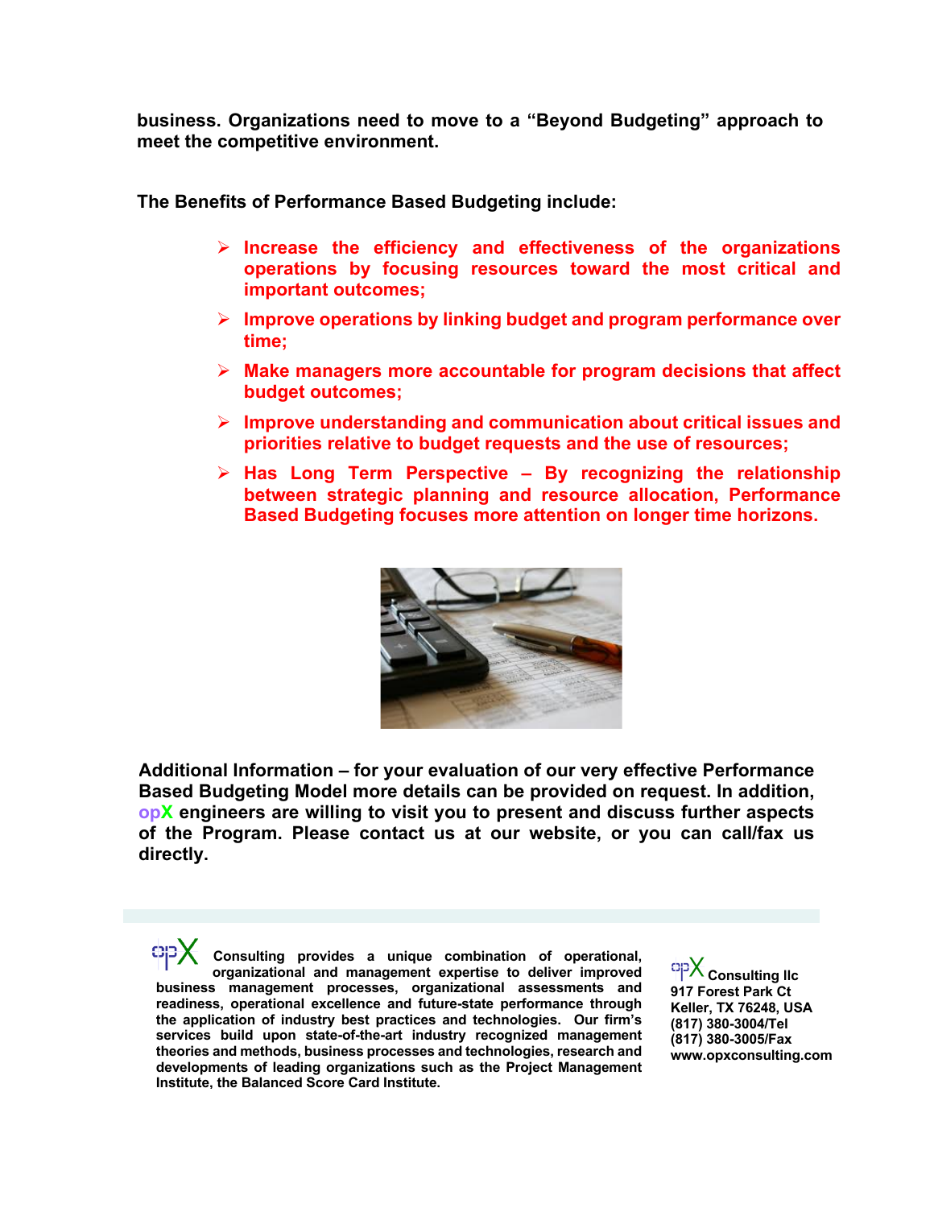**business. Organizations need to move to a “Beyond Budgeting” approach to meet the competitive environment.**

**The Benefits of Performance Based Budgeting include:**

- **Increase the efficiency and effectiveness of the organizations operations by focusing resources toward the most critical and important outcomes;**
- **Improve operations by linking budget and program performance over time;**
- **Make managers more accountable for program decisions that affect budget outcomes;**
- **Improve understanding and communication about critical issues and priorities relative to budget requests and the use of resources;**
- **Has Long Term Perspective – By recognizing the relationship between strategic planning and resource allocation, Performance Based Budgeting focuses more attention on longer time horizons.**

**Additional Information – for your evaluation of our very effective Performance Based Budgeting Model more details can be provided on request. In addition, opX engineers are willing to visit you to present and discuss further aspects of the Program. Please contact us at our website, or you can call/fax us directly.**

**opX Consulting provides a unique combination of operational, organizational and management expertise to deliver improved business management processes, organizational assessments and readiness, operational excellence and future-state performance through the application of industry best practices and technologies. Our firm’s services build upon state-of-the-art industry recognized management theories and methods, business processes and technologies, research and developments of leading organizations such as the Project Management Institute, the Balanced Score Card Institute.**

**opX Consulting llc**
**917 Forest Park Ct**
**Keller, TX 76248, USA**
**(817) 380-3004/Tel**
**(817) 380-3005/Fax**
**www.opxconsulting.com**